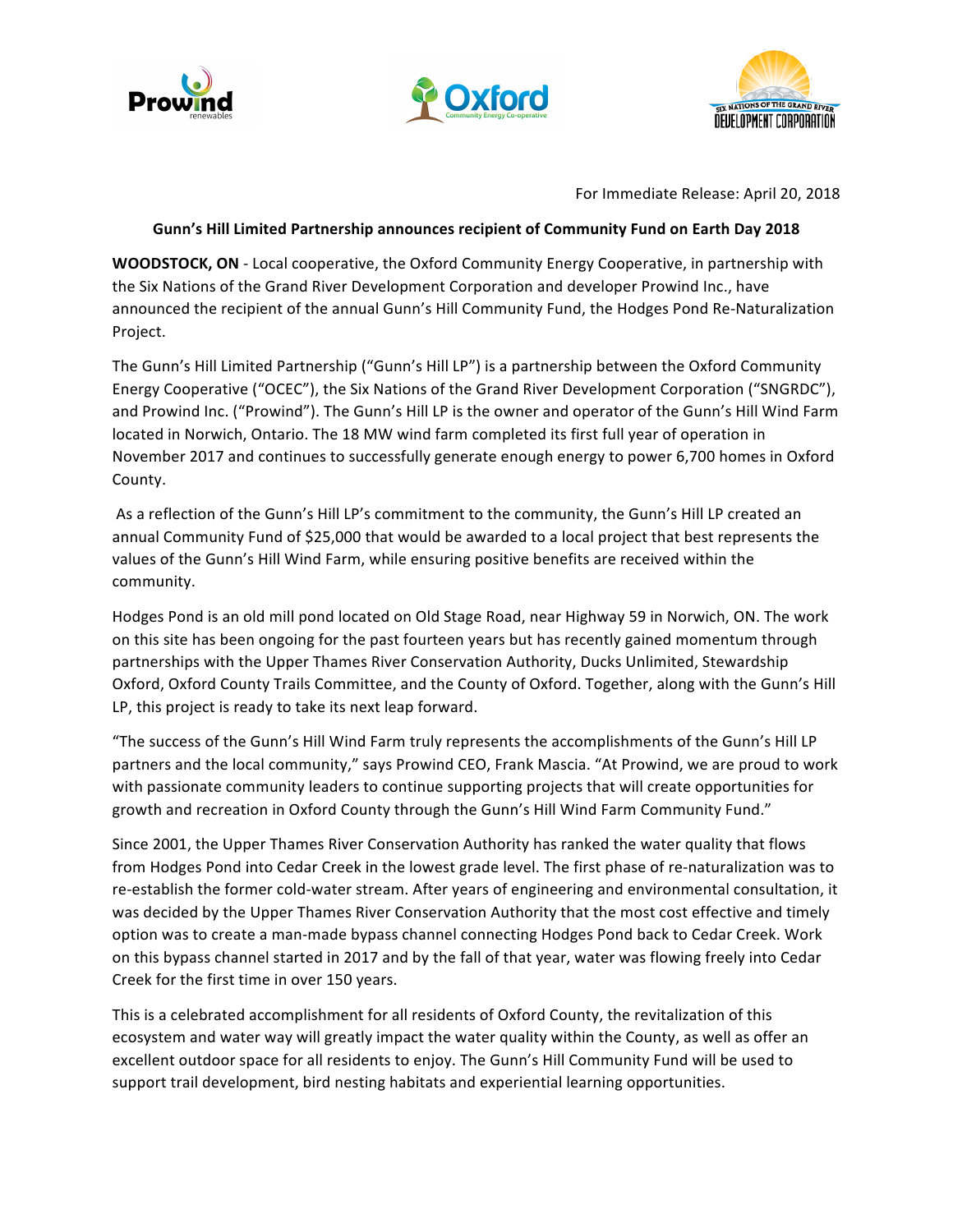For Immediate Release: April 20, 2018

**Gunn's Hill Limited Partnership announces recipient of Community Fund on Earth Day 2018**

**WOODSTOCK, ON** - Local cooperative, the Oxford Community Energy Cooperative, in partnership with the Six Nations of the Grand River Development Corporation and developer Prowind Inc., have announced the recipient of the annual Gunn's Hill Community Fund, the Hodges Pond Re-Naturalization Project.

The Gunn's Hill Limited Partnership ("Gunn's Hill LP") is a partnership between the Oxford Community Energy Cooperative ("OCEC"), the Six Nations of the Grand River Development Corporation ("SNGRDC"), and Prowind Inc. ("Prowind"). The Gunn's Hill LP is the owner and operator of the Gunn's Hill Wind Farm located in Norwich, Ontario. The 18 MW wind farm completed its first full year of operation in November 2017 and continues to successfully generate enough energy to power 6,700 homes in Oxford County.

As a reflection of the Gunn's Hill LP's commitment to the community, the Gunn's Hill LP created an annual Community Fund of $25,000 that would be awarded to a local project that best represents the values of the Gunn's Hill Wind Farm, while ensuring positive benefits are received within the community.

Hodges Pond is an old mill pond located on Old Stage Road, near Highway 59 in Norwich, ON. The work on this site has been ongoing for the past fourteen years but has recently gained momentum through partnerships with the Upper Thames River Conservation Authority, Ducks Unlimited, Stewardship Oxford, Oxford County Trails Committee, and the County of Oxford. Together, along with the Gunn's Hill LP, this project is ready to take its next leap forward.

"The success of the Gunn's Hill Wind Farm truly represents the accomplishments of the Gunn's Hill LP partners and the local community," says Prowind CEO, Frank Mascia. "At Prowind, we are proud to work with passionate community leaders to continue supporting projects that will create opportunities for growth and recreation in Oxford County through the Gunn's Hill Wind Farm Community Fund."

Since 2001, the Upper Thames River Conservation Authority has ranked the water quality that flows from Hodges Pond into Cedar Creek in the lowest grade level. The first phase of re-naturalization was to re-establish the former cold-water stream. After years of engineering and environmental consultation, it was decided by the Upper Thames River Conservation Authority that the most cost effective and timely option was to create a man-made bypass channel connecting Hodges Pond back to Cedar Creek. Work on this bypass channel started in 2017 and by the fall of that year, water was flowing freely into Cedar Creek for the first time in over 150 years.

This is a celebrated accomplishment for all residents of Oxford County, the revitalization of this ecosystem and water way will greatly impact the water quality within the County, as well as offer an excellent outdoor space for all residents to enjoy. The Gunn's Hill Community Fund will be used to support trail development, bird nesting habitats and experiential learning opportunities.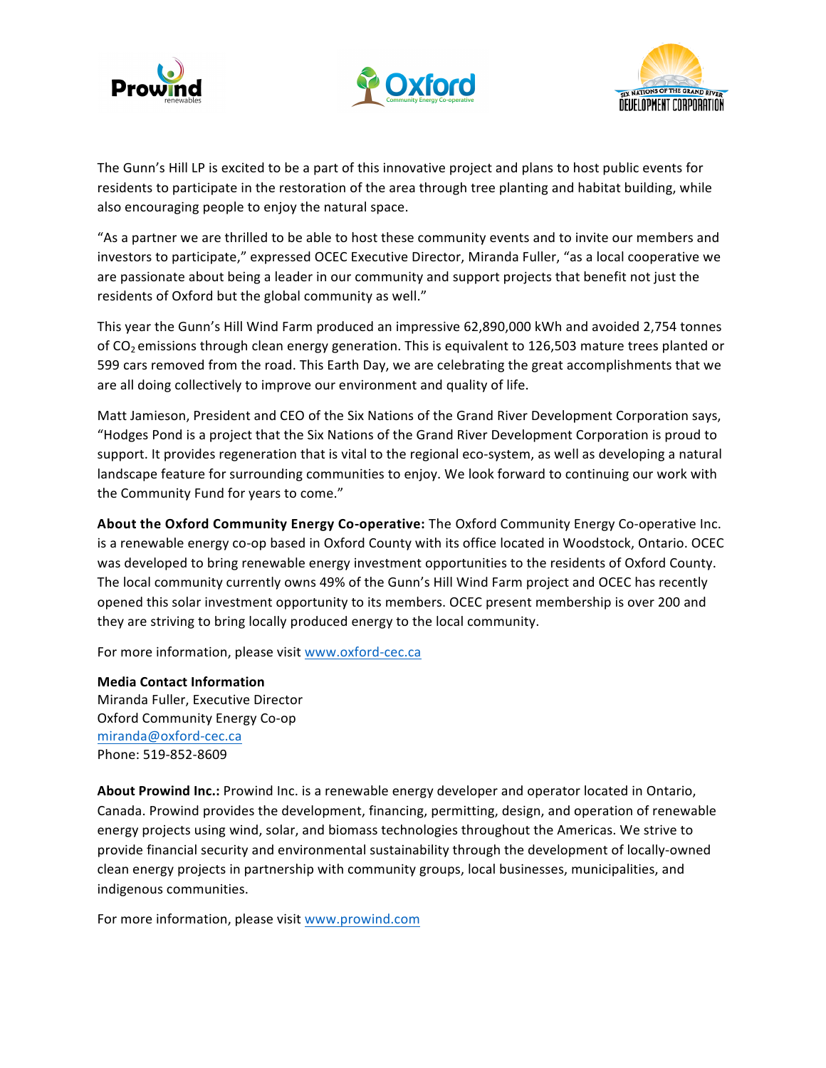The Gunn's Hill LP is excited to be a part of this innovative project and plans to host public events for residents to participate in the restoration of the area through tree planting and habitat building, while also encouraging people to enjoy the natural space.

"As a partner we are thrilled to be able to host these community events and to invite our members and investors to participate," expressed OCEC Executive Director, Miranda Fuller, "as a local cooperative we are passionate about being a leader in our community and support projects that benefit not just the residents of Oxford but the global community as well."

This year the Gunn's Hill Wind Farm produced an impressive 62,890,000 kWh and avoided 2,754 tonnes of $CO_2$ emissions through clean energy generation. This is equivalent to 126,503 mature trees planted or 599 cars removed from the road. This Earth Day, we are celebrating the great accomplishments that we are all doing collectively to improve our environment and quality of life.

Matt Jamieson, President and CEO of the Six Nations of the Grand River Development Corporation says, "Hodges Pond is a project that the Six Nations of the Grand River Development Corporation is proud to support. It provides regeneration that is vital to the regional eco-system, as well as developing a natural landscape feature for surrounding communities to enjoy. We look forward to continuing our work with the Community Fund for years to come."

**About the Oxford Community Energy Co-operative:** The Oxford Community Energy Co-operative Inc. is a renewable energy co-op based in Oxford County with its office located in Woodstock, Ontario. OCEC was developed to bring renewable energy investment opportunities to the residents of Oxford County. The local community currently owns 49% of the Gunn's Hill Wind Farm project and OCEC has recently opened this solar investment opportunity to its members. OCEC present membership is over 200 and they are striving to bring locally produced energy to the local community.

For more information, please visit www.oxford-cec.ca

**Media Contact Information**
Miranda Fuller, Executive Director
Oxford Community Energy Co-op
miranda@oxford-cec.ca
Phone: 519-852-8609

**About Prowind Inc.:** Prowind Inc. is a renewable energy developer and operator located in Ontario, Canada. Prowind provides the development, financing, permitting, design, and operation of renewable energy projects using wind, solar, and biomass technologies throughout the Americas. We strive to provide financial security and environmental sustainability through the development of locally-owned clean energy projects in partnership with community groups, local businesses, municipalities, and indigenous communities.

For more information, please visit www.prowind.com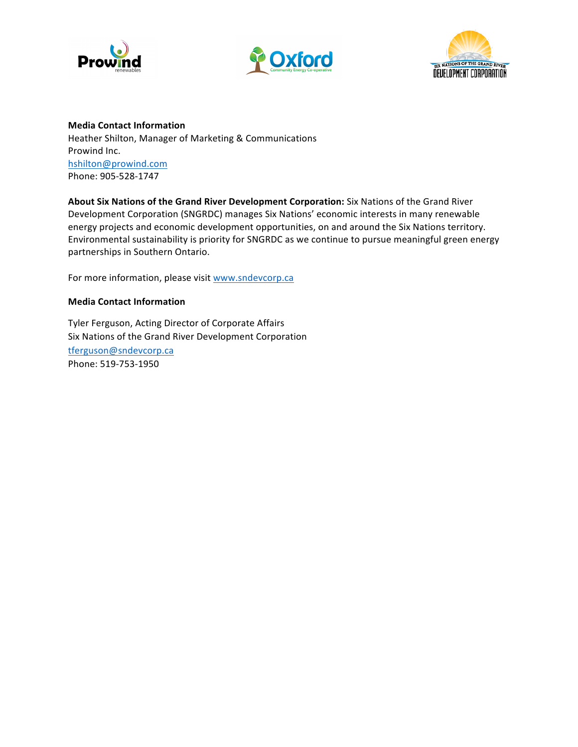**Media Contact Information**
Heather Shilton, Manager of Marketing & Communications
Prowind Inc.
hshilton@prowind.com
Phone: 905-528-1747

**About Six Nations of the Grand River Development Corporation:** Six Nations of the Grand River Development Corporation (SNGRDC) manages Six Nations' economic interests in many renewable energy projects and economic development opportunities, on and around the Six Nations territory. Environmental sustainability is priority for SNGRDC as we continue to pursue meaningful green energy partnerships in Southern Ontario.

For more information, please visit www.sndevcorp.ca

**Media Contact Information**

Tyler Ferguson, Acting Director of Corporate Affairs
Six Nations of the Grand River Development Corporation
tferguson@sndevcorp.ca
Phone: 519-753-1950